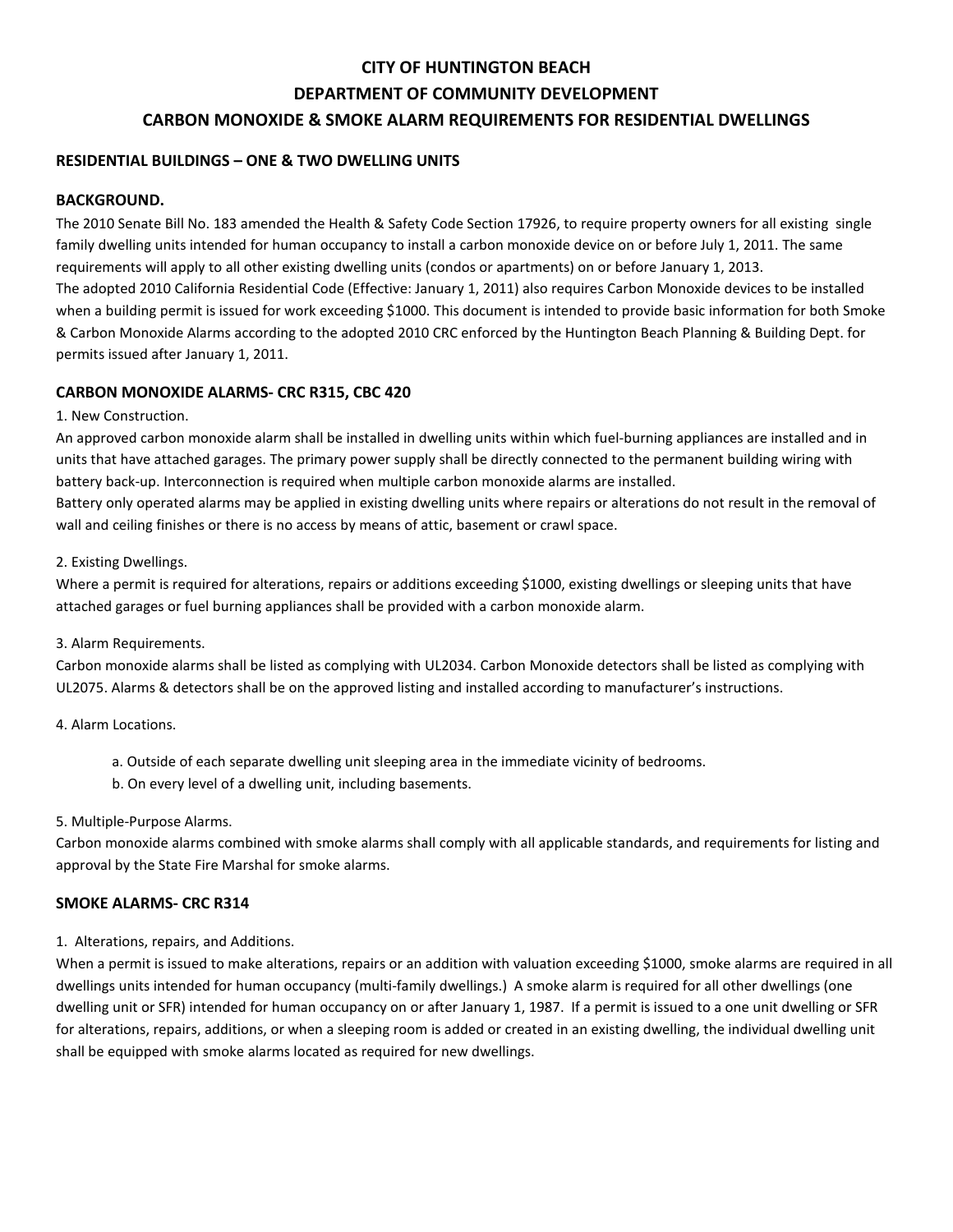# CITY OF HUNTINGTON BEACH
# DEPARTMENT OF COMMUNITY DEVELOPMENT
# CARBON MONOXIDE & SMOKE ALARM REQUIREMENTS FOR RESIDENTIAL DWELLINGS

## RESIDENTIAL BUILDINGS – ONE & TWO DWELLING UNITS

### BACKGROUND.

The 2010 Senate Bill No. 183 amended the Health & Safety Code Section 17926, to require property owners for all existing single family dwelling units intended for human occupancy to install a carbon monoxide device on or before July 1, 2011. The same requirements will apply to all other existing dwelling units (condos or apartments) on or before January 1, 2013.
The adopted 2010 California Residential Code (Effective: January 1, 2011) also requires Carbon Monoxide devices to be installed when a building permit is issued for work exceeding $1000. This document is intended to provide basic information for both Smoke & Carbon Monoxide Alarms according to the adopted 2010 CRC enforced by the Huntington Beach Planning & Building Dept. for permits issued after January 1, 2011.

### CARBON MONOXIDE ALARMS- CRC R315, CBC 420

1. New Construction.

An approved carbon monoxide alarm shall be installed in dwelling units within which fuel-burning appliances are installed and in units that have attached garages. The primary power supply shall be directly connected to the permanent building wiring with battery back-up. Interconnection is required when multiple carbon monoxide alarms are installed.
Battery only operated alarms may be applied in existing dwelling units where repairs or alterations do not result in the removal of wall and ceiling finishes or there is no access by means of attic, basement or crawl space.

2. Existing Dwellings.

Where a permit is required for alterations, repairs or additions exceeding $1000, existing dwellings or sleeping units that have attached garages or fuel burning appliances shall be provided with a carbon monoxide alarm.

3. Alarm Requirements.

Carbon monoxide alarms shall be listed as complying with UL2034. Carbon Monoxide detectors shall be listed as complying with UL2075. Alarms & detectors shall be on the approved listing and installed according to manufacturer's instructions.

4. Alarm Locations.

   a. Outside of each separate dwelling unit sleeping area in the immediate vicinity of bedrooms.
   b. On every level of a dwelling unit, including basements.

5. Multiple-Purpose Alarms.

Carbon monoxide alarms combined with smoke alarms shall comply with all applicable standards, and requirements for listing and approval by the State Fire Marshal for smoke alarms.

### SMOKE ALARMS- CRC R314

1. Alterations, repairs, and Additions.

When a permit is issued to make alterations, repairs or an addition with valuation exceeding $1000, smoke alarms are required in all dwellings units intended for human occupancy (multi-family dwellings.) A smoke alarm is required for all other dwellings (one dwelling unit or SFR) intended for human occupancy on or after January 1, 1987. If a permit is issued to a one unit dwelling or SFR for alterations, repairs, additions, or when a sleeping room is added or created in an existing dwelling, the individual dwelling unit shall be equipped with smoke alarms located as required for new dwellings.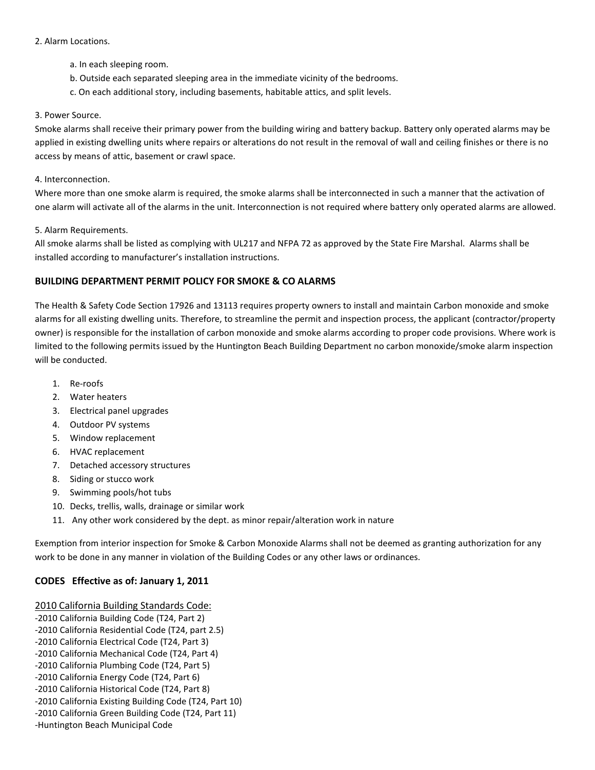2. Alarm Locations.

   a. In each sleeping room.
   b. Outside each separated sleeping area in the immediate vicinity of the bedrooms.
   c. On each additional story, including basements, habitable attics, and split levels.

3. Power Source.
Smoke alarms shall receive their primary power from the building wiring and battery backup. Battery only operated alarms may be applied in existing dwelling units where repairs or alterations do not result in the removal of wall and ceiling finishes or there is no access by means of attic, basement or crawl space.

4. Interconnection.
Where more than one smoke alarm is required, the smoke alarms shall be interconnected in such a manner that the activation of one alarm will activate all of the alarms in the unit. Interconnection is not required where battery only operated alarms are allowed.

5. Alarm Requirements.
All smoke alarms shall be listed as complying with UL217 and NFPA 72 as approved by the State Fire Marshal. Alarms shall be installed according to manufacturer's installation instructions.

**BUILDING DEPARTMENT PERMIT POLICY FOR SMOKE & CO ALARMS**

The Health & Safety Code Section 17926 and 13113 requires property owners to install and maintain Carbon monoxide and smoke alarms for all existing dwelling units. Therefore, to streamline the permit and inspection process, the applicant (contractor/property owner) is responsible for the installation of carbon monoxide and smoke alarms according to proper code provisions. Where work is limited to the following permits issued by the Huntington Beach Building Department no carbon monoxide/smoke alarm inspection will be conducted.

1. Re-roofs
2. Water heaters
3. Electrical panel upgrades
4. Outdoor PV systems
5. Window replacement
6. HVAC replacement
7. Detached accessory structures
8. Siding or stucco work
9. Swimming pools/hot tubs
10. Decks, trellis, walls, drainage or similar work
11. Any other work considered by the dept. as minor repair/alteration work in nature

Exemption from interior inspection for Smoke & Carbon Monoxide Alarms shall not be deemed as granting authorization for any work to be done in any manner in violation of the Building Codes or any other laws or ordinances.

**CODES Effective as of: January 1, 2011**

2010 California Building Standards Code:
- 2010 California Building Code (T24, Part 2)
- 2010 California Residential Code (T24, part 2.5)
- 2010 California Electrical Code (T24, Part 3)
- 2010 California Mechanical Code (T24, Part 4)
- 2010 California Plumbing Code (T24, Part 5)
- 2010 California Energy Code (T24, Part 6)
- 2010 California Historical Code (T24, Part 8)
- 2010 California Existing Building Code (T24, Part 10)
- 2010 California Green Building Code (T24, Part 11)
- Huntington Beach Municipal Code